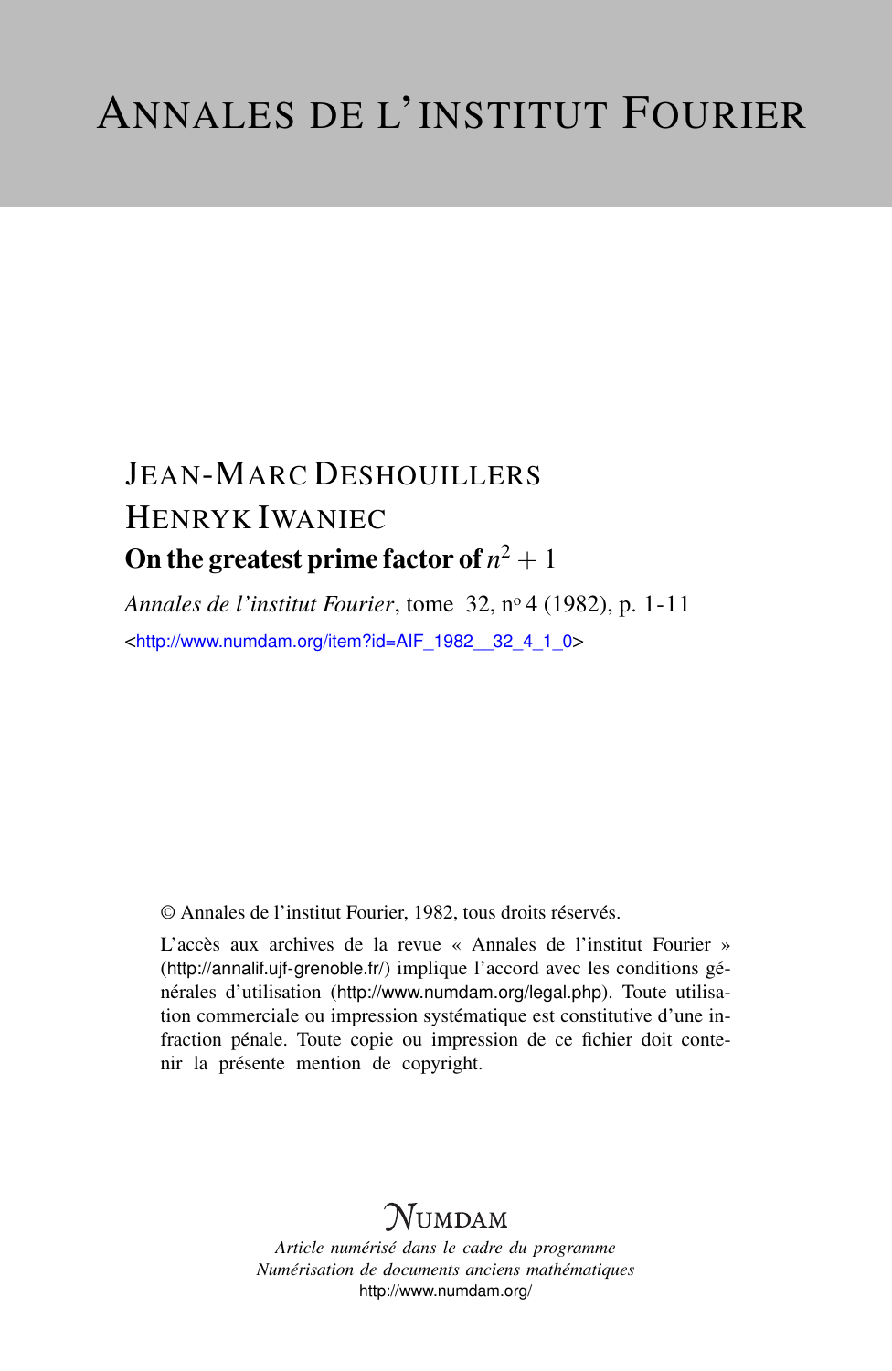# ANNALES DE L'INSTITUT FOURIER

JEAN-MARC DESHOUILLERS

HENRYK IWANIEC

**On the greatest prime factor of $n^2 + 1$**

*Annales de l'institut Fourier*, tome 32, n° 4 (1982), p. 1-11

<http://www.numdam.org/item?id=AIF_1982__32_4_1_0>

© Annales de l'institut Fourier, 1982, tous droits réservés.

L'accès aux archives de la revue « Annales de l'institut Fourier » (http://annalif.ujf-grenoble.fr/) implique l'accord avec les conditions générales d'utilisation (http://www.numdam.org/legal.php). Toute utilisation commerciale ou impression systématique est constitutive d'une infraction pénale. Toute copie ou impression de ce fichier doit contenir la présente mention de copyright.

NUMDAM

*Article numérisé dans le cadre du programme*
*Numérisation de documents anciens mathématiques*
http://www.numdam.org/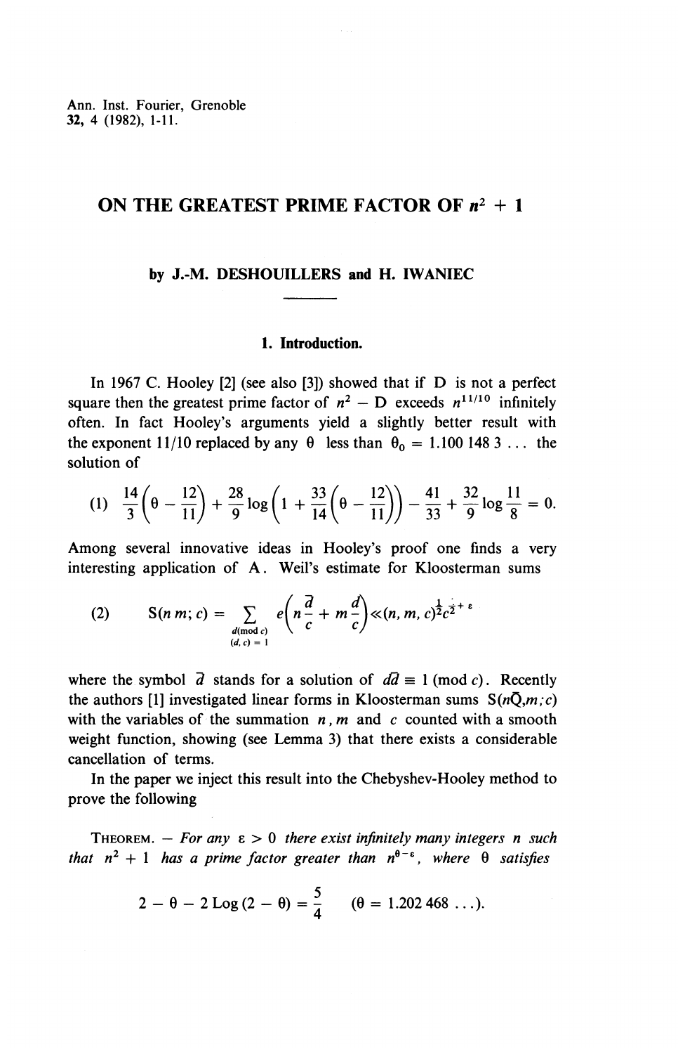# ON THE GREATEST PRIME FACTOR OF $n^2 + 1$

**by J.-M. DESHOUILLERS and H. IWANIEC**

## 1. Introduction.

In 1967 C. Hooley [2] (see also [3]) showed that if D is not a perfect square then the greatest prime factor of $n^2 - D$ exceeds $n^{11/10}$ infinitely often. In fact Hooley's arguments yield a slightly better result with the exponent $11/10$ replaced by any $\theta$ less than $\theta_0 = 1.100\,148\,3\ldots$ the solution of

$$(1)\quad \frac{14}{3}\left(\theta - \frac{12}{11}\right) + \frac{28}{9}\log\left(1 + \frac{33}{14}\left(\theta - \frac{12}{11}\right)\right) - \frac{41}{33} + \frac{32}{9}\log\frac{11}{8} = 0.$$

Among several innovative ideas in Hooley's proof one finds a very interesting application of A. Weil's estimate for Kloosterman sums

$$(2)\qquad S(n\,m;c) = \sum_{\substack{d(\bmod c)\\(d,c)=1}} e\left(n\frac{\bar{d}}{c} + m\frac{d}{c}\right) \ll (n,m,c)^{\frac{1}{2}} c^{\frac{1}{2}+\varepsilon}$$

where the symbol $\bar{d}$ stands for a solution of $d\bar{d} \equiv 1 \pmod{c}$. Recently the authors [1] investigated linear forms in Kloosterman sums $S(n\bar{Q},m;c)$ with the variables of the summation $n$, $m$ and $c$ counted with a smooth weight function, showing (see Lemma 3) that there exists a considerable cancellation of terms.

In the paper we inject this result into the Chebyshev-Hooley method to prove the following

THEOREM. — *For any $\varepsilon > 0$ there exist infinitely many integers $n$ such that $n^2 + 1$ has a prime factor greater than $n^{\theta-\varepsilon}$, where $\theta$ satisfies*

$$2 - \theta - 2\,\mathrm{Log}\,(2 - \theta) = \frac{5}{4} \qquad (\theta = 1.202\,468\ldots).$$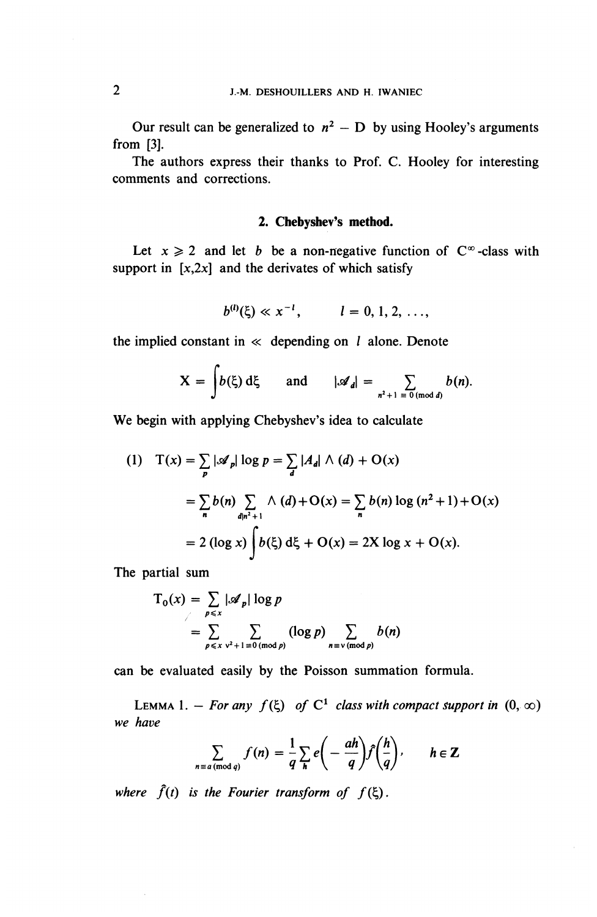Our result can be generalized to $n^2 - D$ by using Hooley's arguments from [3].

The authors express their thanks to Prof. C. Hooley for interesting comments and corrections.

## 2. Chebyshev's method.

Let $x \geqslant 2$ and let $b$ be a non-negative function of $C^\infty$-class with support in $[x,2x]$ and the derivates of which satisfy

$$b^{(l)}(\xi) \ll x^{-l}, \qquad l = 0, 1, 2, \ldots,$$

the implied constant in $\ll$ depending on $l$ alone. Denote

$$X = \int b(\xi)\,d\xi \quad \text{and} \quad |\mathscr{A}_d| = \sum_{n^2+1 \equiv 0 \pmod{d}} b(n).$$

We begin with applying Chebyshev's idea to calculate

$$\begin{aligned}
(1) \quad T(x) &= \sum_p |\mathscr{A}_p| \log p = \sum_d |A_d|\, \Lambda(d) + O(x) \\
&= \sum_n b(n) \sum_{d \mid n^2+1} \Lambda(d) + O(x) = \sum_n b(n) \log(n^2+1) + O(x) \\
&= 2(\log x) \int b(\xi)\,d\xi + O(x) = 2X \log x + O(x).
\end{aligned}$$

The partial sum

$$\begin{aligned}
T_0(x) &= \sum_{p \leqslant x} |\mathscr{A}_p| \log p \\
&= \sum_{p \leqslant x} \sum_{\nu^2+1 \equiv 0 \pmod{p}} (\log p) \sum_{n \equiv \nu \pmod{p}} b(n)
\end{aligned}$$

can be evaluated easily by the Poisson summation formula.

LEMMA 1. – *For any $f(\xi)$ of $C^1$ class with compact support in $(0, \infty)$ we have*

$$\sum_{n \equiv a \pmod{q}} f(n) = \frac{1}{q} \sum_h e\left(-\frac{ah}{q}\right) \hat{f}\left(\frac{h}{q}\right), \qquad h \in \mathbf{Z}$$

*where $\hat{f}(t)$ is the Fourier transform of $f(\xi)$.*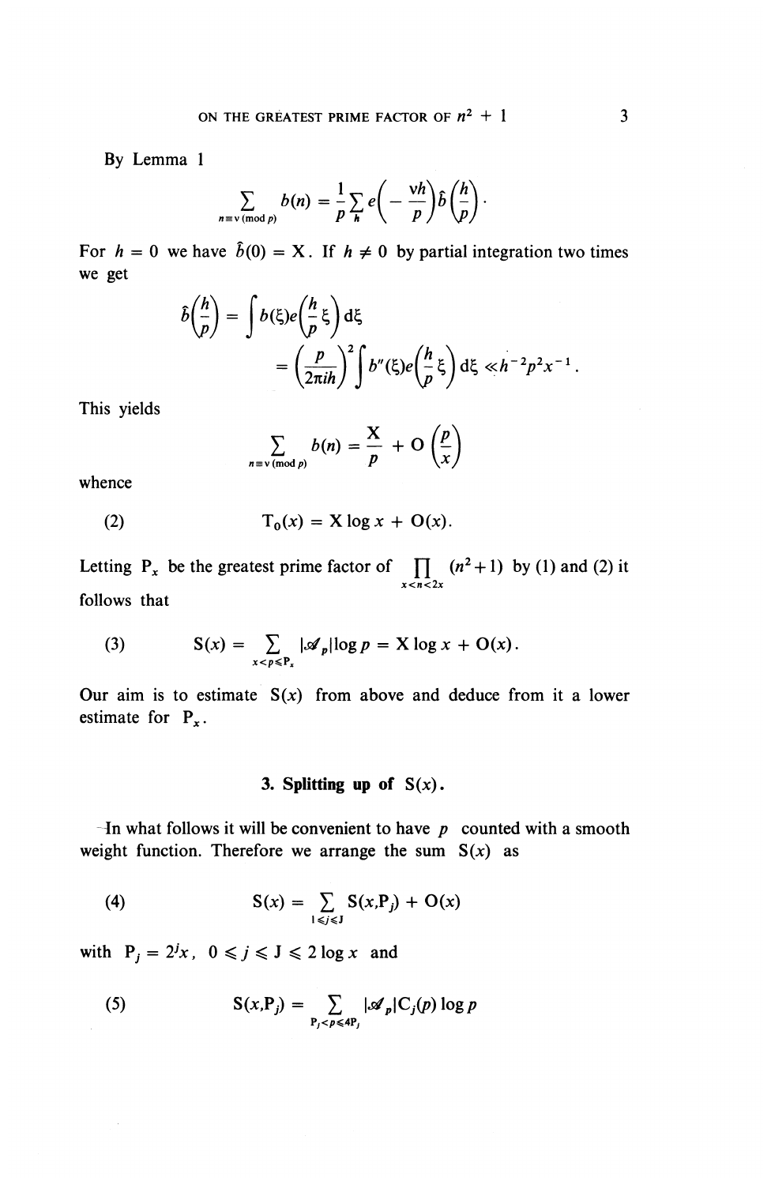By Lemma 1

$$\sum_{n \equiv \nu \,(\mathrm{mod}\, p)} b(n) = \frac{1}{p} \sum_h e\left(-\frac{\nu h}{p}\right) \hat{b}\left(\frac{h}{p}\right).$$

For $h = 0$ we have $\hat{b}(0) = \mathrm{X}$. If $h \neq 0$ by partial integration two times we get

$$\begin{aligned} \hat{b}\left(\frac{h}{p}\right) &= \int b(\xi) e\left(\frac{h}{p}\xi\right) \mathrm{d}\xi \\ &= \left(\frac{p}{2\pi i h}\right)^2 \int b''(\xi) e\left(\frac{h}{p}\xi\right) \mathrm{d}\xi \ll h^{-2} p^2 x^{-1}. \end{aligned}$$

This yields

$$\sum_{n \equiv \nu \,(\mathrm{mod}\, p)} b(n) = \frac{\mathrm{X}}{p} + \mathrm{O}\left(\frac{p}{x}\right)$$

whence

$$\mathrm{T}_0(x) = \mathrm{X} \log x + \mathrm{O}(x). \tag{2}$$

Letting $\mathrm{P}_x$ be the greatest prime factor of $\prod_{x<n<2x} (n^2+1)$ by (1) and (2) it follows that

$$\mathrm{S}(x) = \sum_{x<p\leqslant \mathrm{P}_x} |\mathscr{A}_p| \log p = \mathrm{X} \log x + \mathrm{O}(x). \tag{3}$$

Our aim is to estimate $\mathrm{S}(x)$ from above and deduce from it a lower estimate for $\mathrm{P}_x$.

## 3. Splitting up of $\mathrm{S}(x)$.

In what follows it will be convenient to have $p$ counted with a smooth weight function. Therefore we arrange the sum $\mathrm{S}(x)$ as

$$\mathrm{S}(x) = \sum_{1\leqslant j \leqslant \mathrm{J}} \mathrm{S}(x, \mathrm{P}_j) + \mathrm{O}(x) \tag{4}$$

with $\mathrm{P}_j = 2^j x$, $0 \leqslant j \leqslant \mathrm{J} \leqslant 2 \log x$ and

$$\mathrm{S}(x, \mathrm{P}_j) = \sum_{\mathrm{P}_j < p \leqslant 4\mathrm{P}_j} |\mathscr{A}_p| \mathrm{C}_j(p) \log p \tag{5}$$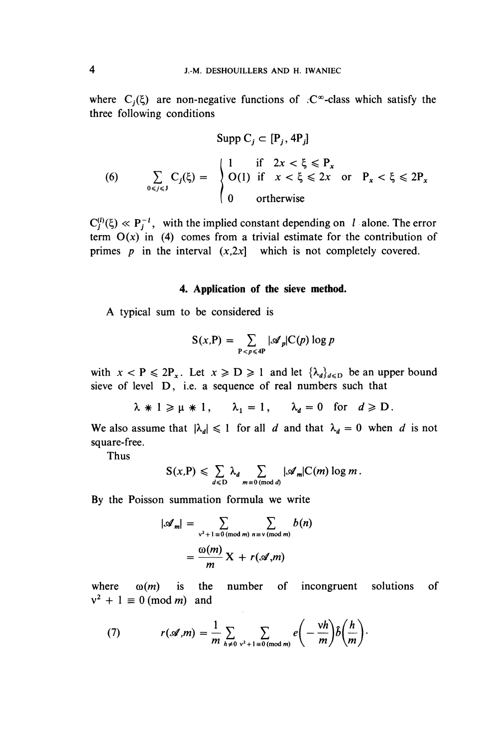where $C_j(\xi)$ are non-negative functions of $C^\infty$-class which satisfy the three following conditions

$$\operatorname{Supp} C_j \subset [P_j, 4P_j]$$

$$(6) \qquad \sum_{0 \leqslant j \leqslant J} C_j(\xi) = \begin{cases} 1 & \text{if } 2x < \xi \leqslant P_x \\ O(1) & \text{if } x < \xi \leqslant 2x \text{ or } P_x < \xi \leqslant 2P_x \\ 0 & \text{ortherwise} \end{cases}$$

$C_j^{(l)}(\xi) \ll P_j^{-l}$, with the implied constant depending on $l$ alone. The error term $O(x)$ in (4) comes from a trivial estimate for the contribution of primes $p$ in the interval $(x,2x]$ which is not completely covered.

## 4. Application of the sieve method.

A typical sum to be considered is

$$S(x,P) = \sum_{P < p \leqslant 4P} |\mathscr{A}_p| C(p) \log p$$

with $x < P \leqslant 2P_x$. Let $x \geqslant D \geqslant 1$ and let $\{\lambda_d\}_{d \leqslant D}$ be an upper bound sieve of level $D$, i.e. a sequence of real numbers such that

$$\lambda * 1 \geqslant \mu * 1, \qquad \lambda_1 = 1, \qquad \lambda_d = 0 \text{ for } d \geqslant D.$$

We also assume that $|\lambda_d| \leqslant 1$ for all $d$ and that $\lambda_d = 0$ when $d$ is not square-free.

Thus

$$S(x,P) \leqslant \sum_{d \leqslant D} \lambda_d \sum_{m \equiv 0 \ (\operatorname{mod} d)} |\mathscr{A}_m| C(m) \log m.$$

By the Poisson summation formula we write

$$|\mathscr{A}_m| = \sum_{v^2+1 \equiv 0 \ (\operatorname{mod} m)} \ \sum_{n \equiv v \ (\operatorname{mod} m)} b(n)$$

$$= \frac{\omega(m)}{m} X + r(\mathscr{A},m)$$

where $\omega(m)$ is the number of incongruent solutions of $v^2 + 1 \equiv 0 \ (\operatorname{mod} m)$ and

$$(7) \qquad r(\mathscr{A},m) = \frac{1}{m} \sum_{h \neq 0} \ \sum_{v^2+1 \equiv 0 \ (\operatorname{mod} m)} e\left(-\frac{vh}{m}\right) \hat{b}\left(\frac{h}{m}\right).$$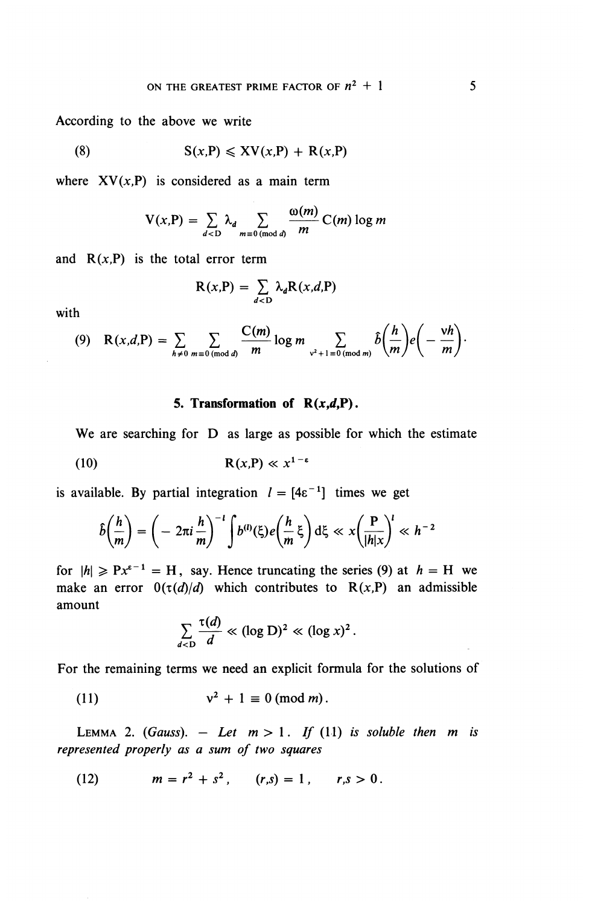According to the above we write

$$\text{(8)} \qquad S(x,P) \leqslant XV(x,P) + R(x,P)$$

where $XV(x,P)$ is considered as a main term

$$V(x,P) = \sum_{d<D} \lambda_d \sum_{m \equiv 0 \,(\mathrm{mod}\, d)} \frac{\omega(m)}{m} C(m) \log m$$

and $R(x,P)$ is the total error term

$$R(x,P) = \sum_{d<D} \lambda_d R(x,d,P)$$

with

$$\text{(9)} \quad R(x,d,P) = \sum_{h \neq 0} \sum_{m \equiv 0 \,(\mathrm{mod}\, d)} \frac{C(m)}{m} \log m \sum_{\nu^2+1 \equiv 0 \,(\mathrm{mod}\, m)} \hat{b}\left(\frac{h}{m}\right) e\left(-\frac{\nu h}{m}\right).$$

## 5. Transformation of $R(x,d,P)$.

We are searching for $D$ as large as possible for which the estimate

$$\text{(10)} \qquad R(x,P) \ll x^{1-\varepsilon}$$

is available. By partial integration $l = [4\varepsilon^{-1}]$ times we get

$$\hat{b}\left(\frac{h}{m}\right) = \left(-2\pi i \frac{h}{m}\right)^{-l} \int b^{(l)}(\xi) e\left(\frac{h}{m}\xi\right) d\xi \ll x\left(\frac{P}{|h|x}\right)^l \ll h^{-2}$$

for $|h| \geqslant Px^{\varepsilon-1} = H$, say. Hence truncating the series (9) at $h = H$ we make an error $O(\tau(d)/d)$ which contributes to $R(x,P)$ an admissible amount

$$\sum_{d<D} \frac{\tau(d)}{d} \ll (\log D)^2 \ll (\log x)^2.$$

For the remaining terms we need an explicit formula for the solutions of

$$\text{(11)} \qquad \nu^2 + 1 \equiv 0 \,(\mathrm{mod}\, m).$$

Lemma 2. (*Gauss*). — *Let* $m > 1$. *If* (11) *is soluble then* $m$ *is represented properly as a sum of two squares*

$$\text{(12)} \qquad m = r^2 + s^2, \qquad (r,s) = 1, \qquad r,s > 0.$$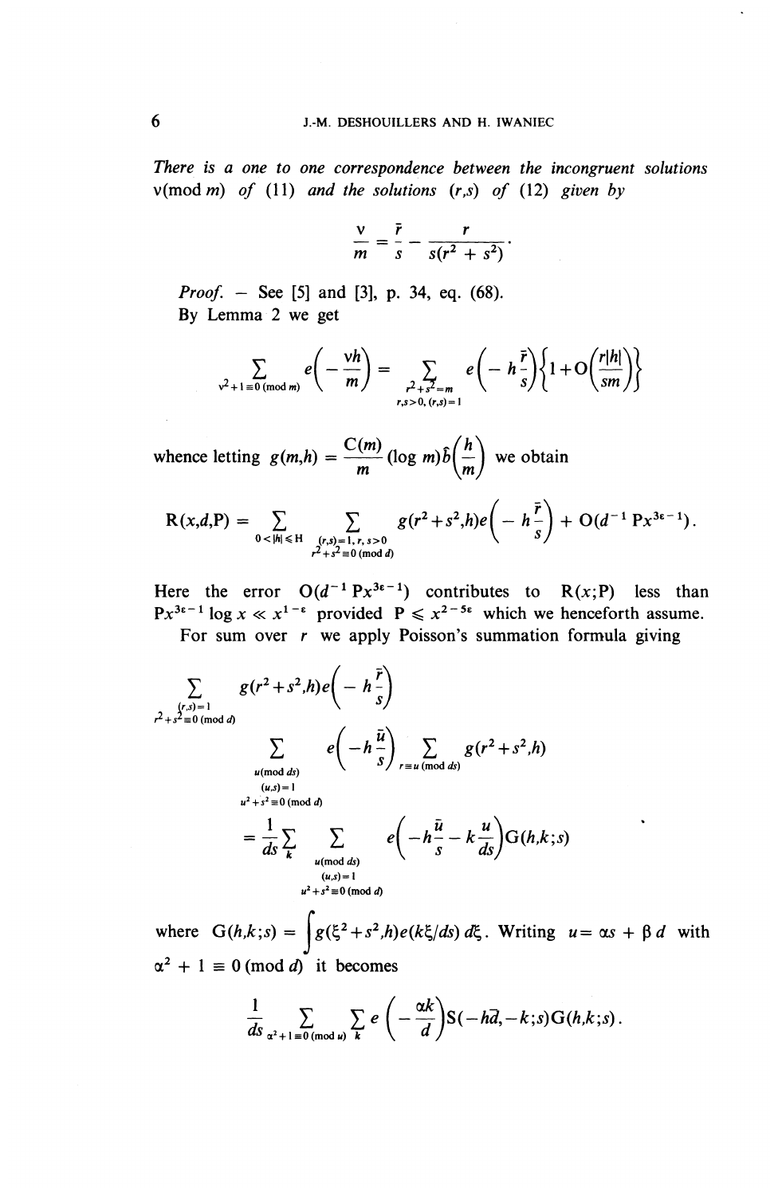*There is a one to one correspondence between the incongruent solutions* $\nu(\mathrm{mod}\, m)$ *of* (11) *and the solutions* $(r,s)$ *of* (12) *given by*

$$\frac{\nu}{m} = \frac{\bar{r}}{s} - \frac{r}{s(r^2+s^2)}.$$

*Proof.* – See [5] and [3], p. 34, eq. (68).

By Lemma 2 we get

$$\sum_{\nu^2+1\equiv 0\,(\mathrm{mod}\, m)} e\left(-\frac{\nu h}{m}\right) = \sum_{\substack{r^2+s^2=m\\ r,s>0,\,(r,s)=1}} e\left(-h\frac{\bar{r}}{s}\right)\left\{1+\mathrm{O}\left(\frac{r|h|}{sm}\right)\right\}$$

whence letting $g(m,h) = \dfrac{\mathrm{C}(m)}{m}(\log m)\hat{b}\left(\dfrac{h}{m}\right)$ we obtain

$$\mathrm{R}(x,d,\mathrm{P}) = \sum_{0<|h|\leqslant \mathrm{H}} \sum_{\substack{(r,s)=1,\,r,\,s>0\\ r^2+s^2\equiv 0\,(\mathrm{mod}\, d)}} g(r^2+s^2,h)e\left(-h\frac{\bar{r}}{s}\right) + \mathrm{O}(d^{-1}\mathrm{P}x^{3\varepsilon-1}).$$

Here the error $\mathrm{O}(d^{-1}\mathrm{P}x^{3\varepsilon-1})$ contributes to $\mathrm{R}(x;\mathrm{P})$ less than $\mathrm{P}x^{3\varepsilon-1}\log x \ll x^{1-\varepsilon}$ provided $\mathrm{P} \leqslant x^{2-5\varepsilon}$ which we henceforth assume.

For sum over $r$ we apply Poisson's summation formula giving

$$\sum_{\substack{(r,s)=1\\ r^2+s^2\equiv 0\,(\mathrm{mod}\, d)}} g(r^2+s^2,h)e\left(-h\frac{\bar{r}}{s}\right)$$

$$\sum_{\substack{u(\mathrm{mod}\, ds)\\ (u,s)=1\\ u^2+s^2\equiv 0\,(\mathrm{mod}\, d)}} e\left(-h\frac{\bar{u}}{s}\right) \sum_{r\equiv u\,(\mathrm{mod}\, ds)} g(r^2+s^2,h)$$

$$= \frac{1}{ds}\sum_k \sum_{\substack{u(\mathrm{mod}\, ds)\\ (u,s)=1\\ u^2+s^2\equiv 0\,(\mathrm{mod}\, d)}} e\left(-h\frac{\bar{u}}{s} - k\frac{u}{ds}\right)\mathrm{G}(h,k;s)$$

where $\mathrm{G}(h,k;s) = \displaystyle\int g(\xi^2+s^2,h)e(k\xi/ds)\,d\xi$. Writing $u = \alpha s + \beta d$ with $\alpha^2+1 \equiv 0\,(\mathrm{mod}\, d)$ it becomes

$$\frac{1}{ds}\sum_{\alpha^2+1\equiv 0\,(\mathrm{mod}\, u)} \sum_k e\left(-\frac{\alpha k}{d}\right)\mathrm{S}(-h\bar{d},-k;s)\mathrm{G}(h,k;s).$$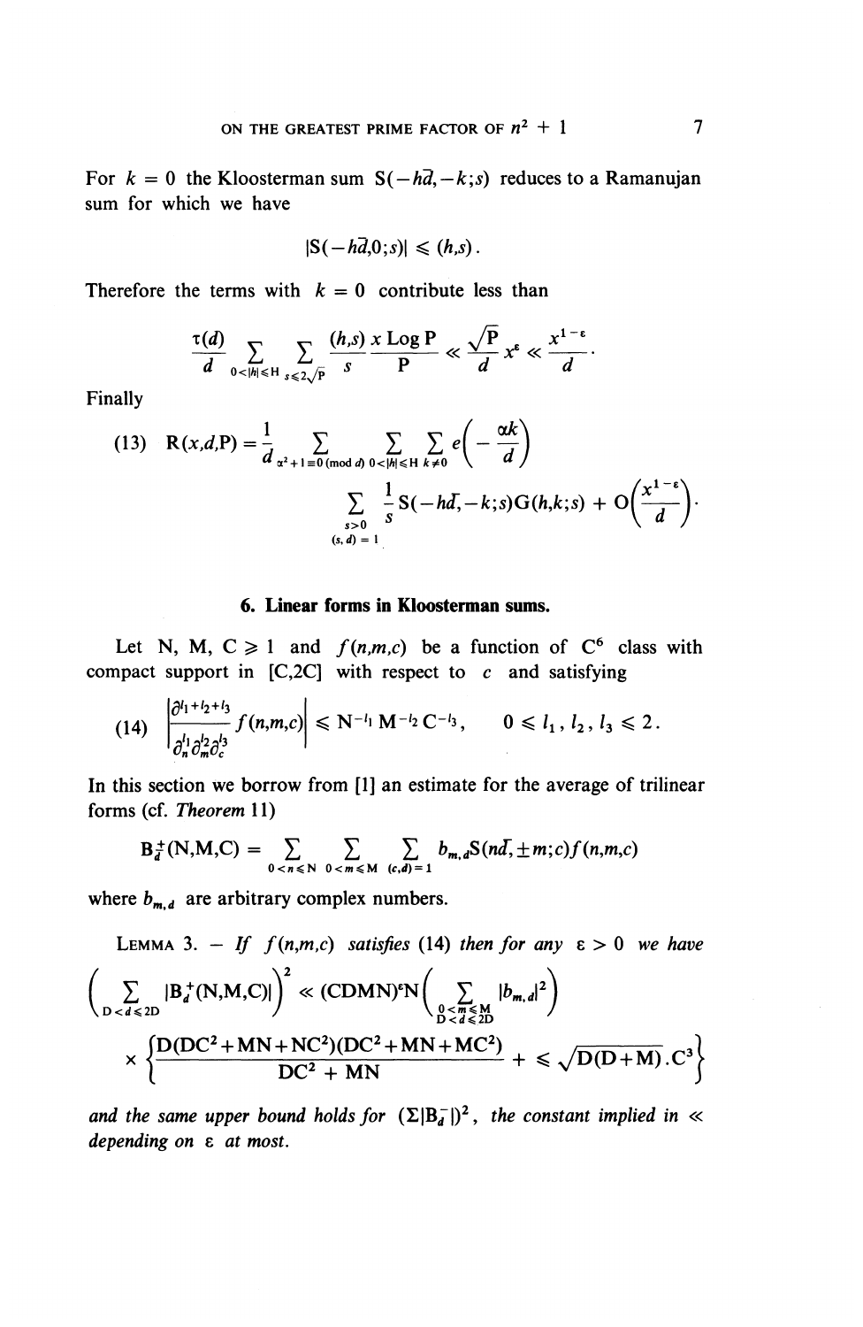For $k = 0$ the Kloosterman sum $S(-h\bar{d}, -k; s)$ reduces to a Ramanujan sum for which we have

$$|S(-h\bar{d}, 0; s)| \leqslant (h,s).$$

Therefore the terms with $k = 0$ contribute less than

$$\frac{\tau(d)}{d} \sum_{0<|h|\leqslant H} \sum_{s\leqslant 2\sqrt{P}} \frac{(h,s)}{s} \frac{x \operatorname{Log} P}{P} \ll \frac{\sqrt{P}}{d} x^{\varepsilon} \ll \frac{x^{1-\varepsilon}}{d}.$$

Finally

$$(13) \quad R(x,d,P) = \frac{1}{d} \sum_{\alpha^2+1\equiv 0 \, (\operatorname{mod} d)} \sum_{0<|h|\leqslant H} \sum_{k\neq 0} e\left(-\frac{\alpha k}{d}\right)$$
$$\sum_{\substack{s>0 \\ (s,d)=1}} \frac{1}{s} S(-h\bar{d}, -k; s) G(h,k;s) + O\left(\frac{x^{1-\varepsilon}}{d}\right).$$

## 6. Linear forms in Kloosterman sums.

Let $N$, $M$, $C \geqslant 1$ and $f(n,m,c)$ be a function of $C^6$ class with compact support in $[C, 2C]$ with respect to $c$ and satisfying

$$(14) \quad \left|\frac{\partial^{l_1+l_2+l_3}}{\partial_n^{l_1}\partial_m^{l_2}\partial_c^{l_3}} f(n,m,c)\right| \leqslant N^{-l_1} M^{-l_2} C^{-l_3}, \qquad 0 \leqslant l_1, l_2, l_3 \leqslant 2.$$

In this section we borrow from [1] an estimate for the average of trilinear forms (cf. *Theorem* 11)

$$B_d^{\pm}(N,M,C) = \sum_{0<n\leqslant N} \sum_{0<m\leqslant M} \sum_{(c,d)=1} b_{m,d} S(n\bar{d}, \pm m; c) f(n,m,c)$$

where $b_{m,d}$ are arbitrary complex numbers.

LEMMA 3. — *If $f(n,m,c)$ satisfies* (14) *then for any $\varepsilon > 0$ we have*

$$\left(\sum_{D<d\leqslant 2D} |B_d^{+}(N,M,C)|\right)^2 \ll (CDMN)^{\varepsilon} N \left(\sum_{\substack{0<m\leqslant M \\ D<d\leqslant 2D}} |b_{m,d}|^2\right)$$
$$\times \left\{\frac{D(DC^2+MN+NC^2)(DC^2+MN+MC^2)}{DC^2+MN} + \leqslant \sqrt{D(D+M)}.C^3\right\}$$

*and the same upper bound holds for $(\Sigma|B_d^{-}|)^2$, the constant implied in $\ll$ depending on $\varepsilon$ at most.*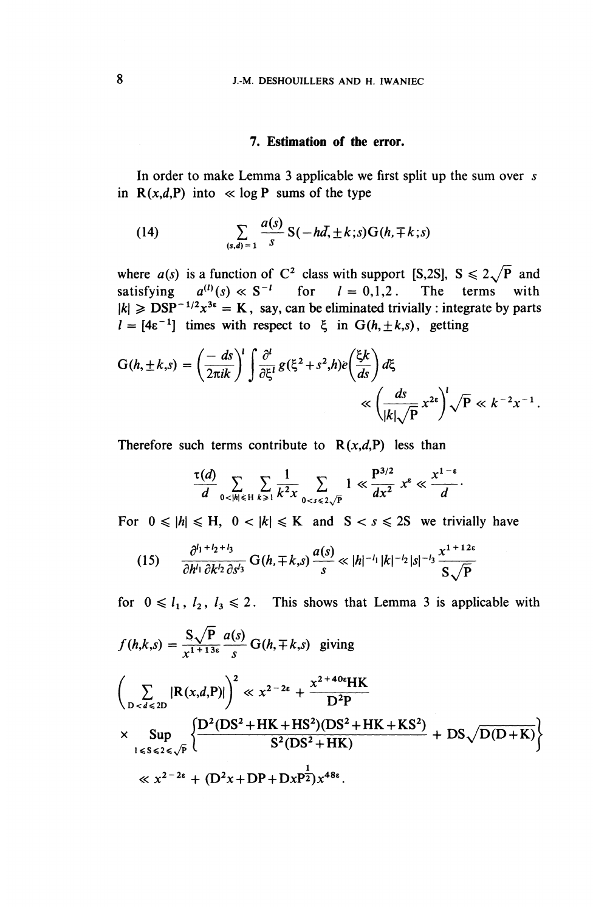## 7. Estimation of the error.

In order to make Lemma 3 applicable we first split up the sum over $s$ in $R(x,d,P)$ into $\ll \log P$ sums of the type

$$\sum_{(s,d)=1} \frac{a(s)}{s} S(-h\bar{d}, \pm k; s) G(h, \mp k; s) \tag{14}$$

where $a(s)$ is a function of $C^2$ class with support $[S, 2S]$, $S \leqslant 2\sqrt{P}$ and satisfying $a^{(l)}(s) \ll S^{-l}$ for $l = 0,1,2$. The terms with $|k| \geqslant DSP^{-1/2}x^{3\varepsilon} = K$, say, can be eliminated trivially : integrate by parts $l = [4\varepsilon^{-1}]$ times with respect to $\xi$ in $G(h, \pm k, s)$, getting

$$G(h, \pm k, s) = \left(\frac{-ds}{2\pi i k}\right)^l \int \frac{\partial^l}{\partial \xi^l} g(\xi^2 + s^2, h) e\left(\frac{\xi k}{ds}\right) d\xi$$
$$\ll \left(\frac{ds}{|k|\sqrt{P}} x^{2\varepsilon}\right)^l \sqrt{P} \ll k^{-2} x^{-1}.$$

Therefore such terms contribute to $R(x,d,P)$ less than

$$\frac{\tau(d)}{d} \sum_{0<|h|\leqslant H} \sum_{k\geqslant 1} \frac{1}{k^2 x} \sum_{0<s\leqslant 2\sqrt{P}} 1 \ll \frac{P^{3/2}}{dx^2} x^{\varepsilon} \ll \frac{x^{1-\varepsilon}}{d}.$$

For $0 \leqslant |h| \leqslant H$, $0 < |k| \leqslant K$ and $S < s \leqslant 2S$ we trivially have

$$\frac{\partial^{l_1+l_2+l_3}}{\partial h^{l_1} \partial k^{l_2} \partial s^{l_3}} G(h, \mp k, s) \frac{a(s)}{s} \ll |h|^{-l_1} |k|^{-l_2} |s|^{-l_3} \frac{x^{1+12\varepsilon}}{S\sqrt{P}} \tag{15}$$

for $0 \leqslant l_1, l_2, l_3 \leqslant 2$. This shows that Lemma 3 is applicable with $f(h,k,s) = \dfrac{S\sqrt{P}}{x^{1+13\varepsilon}} \dfrac{a(s)}{s} G(h, \mp k, s)$ giving

$$\left(\sum_{D<d\leqslant 2D} |R(x,d,P)|\right)^2 \ll x^{2-2\varepsilon} + \frac{x^{2+40\varepsilon}HK}{D^2P}$$
$$\times \sup_{1\leqslant S\leqslant 2\sqrt{P}} \left\{\frac{D^2(DS^2+HK+HS^2)(DS^2+HK+KS^2)}{S^2(DS^2+HK)} + DS\sqrt{D(D+K)}\right\}$$
$$\ll x^{2-2\varepsilon} + (D^2x + DP + DxP^{\frac{1}{2}})x^{48\varepsilon}.$$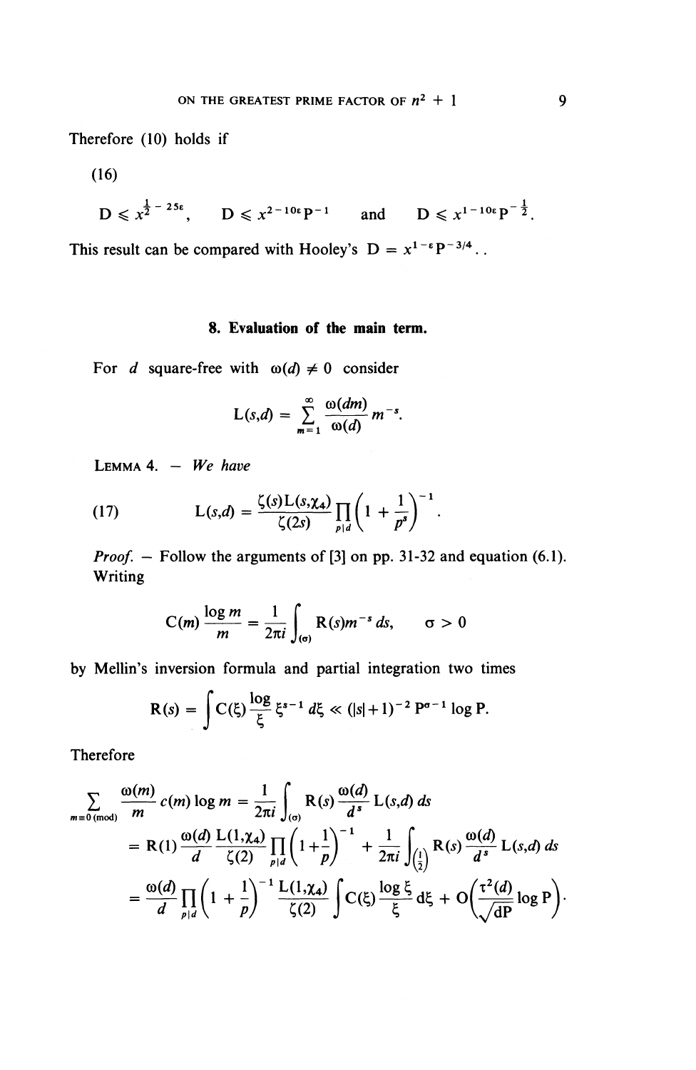Therefore (10) holds if

(16)

$$\mathrm{D} \leqslant x^{\frac{1}{2}-25\varepsilon}, \qquad \mathrm{D} \leqslant x^{2-10\varepsilon}\mathrm{P}^{-1} \qquad \text{and} \qquad \mathrm{D} \leqslant x^{1-10\varepsilon}\mathrm{P}^{-\frac{1}{2}}.$$

This result can be compared with Hooley's $\mathrm{D} = x^{1-\varepsilon}\mathrm{P}^{-3/4}$. .

## 8. Evaluation of the main term.

For $d$ square-free with $\omega(d) \neq 0$ consider

$$\mathrm{L}(s,d) = \sum_{m=1}^{\infty} \frac{\omega(dm)}{\omega(d)} m^{-s}.$$

LEMMA 4. — *We have*

$$\mathrm{L}(s,d) = \frac{\zeta(s)\mathrm{L}(s,\chi_4)}{\zeta(2s)} \prod_{p|d}\left(1+\frac{1}{p^s}\right)^{-1}. \tag{17}$$

*Proof.* — Follow the arguments of [3] on pp. 31-32 and equation (6.1). Writing

$$\mathrm{C}(m)\frac{\log m}{m} = \frac{1}{2\pi i}\int_{(\sigma)} \mathrm{R}(s) m^{-s}\, ds, \qquad \sigma > 0$$

by Mellin's inversion formula and partial integration two times

$$\mathrm{R}(s) = \int \mathrm{C}(\xi)\frac{\log}{\xi}\xi^{s-1}\, d\xi \ll (|s|+1)^{-2}\,\mathrm{P}^{\sigma-1}\log \mathrm{P}.$$

Therefore

$$\begin{aligned}
\sum_{m\equiv 0\,(\mathrm{mod})} \frac{\omega(m)}{m} c(m)\log m &= \frac{1}{2\pi i}\int_{(\sigma)} \mathrm{R}(s)\frac{\omega(d)}{d^s}\mathrm{L}(s,d)\, ds \\
&= \mathrm{R}(1)\frac{\omega(d)}{d}\frac{\mathrm{L}(1,\chi_4)}{\zeta(2)}\prod_{p|d}\left(1+\frac{1}{p}\right)^{-1} + \frac{1}{2\pi i}\int_{\left(\frac{1}{2}\right)} \mathrm{R}(s)\frac{\omega(d)}{d^s}\mathrm{L}(s,d)\, ds \\
&= \frac{\omega(d)}{d}\prod_{p|d}\left(1+\frac{1}{p}\right)^{-1}\frac{\mathrm{L}(1,\chi_4)}{\zeta(2)}\int \mathrm{C}(\xi)\frac{\log\xi}{\xi}\, d\xi + \mathrm{O}\left(\frac{\tau^2(d)}{\sqrt{d\mathrm{P}}}\log \mathrm{P}\right).
\end{aligned}$$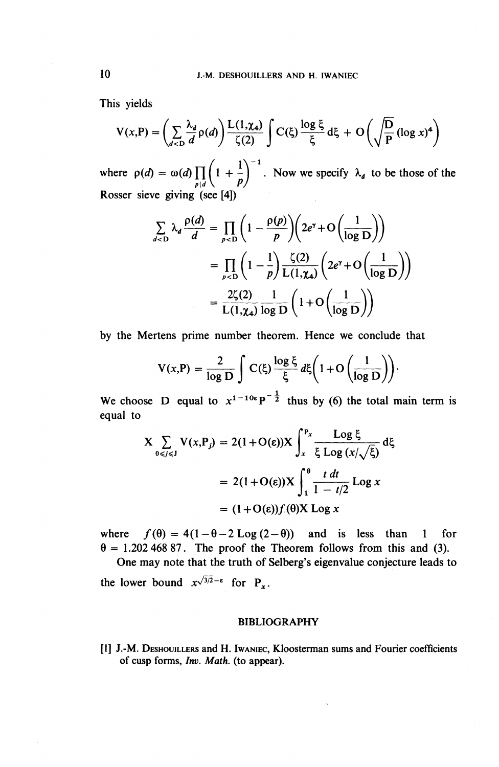This yields

$$V(x,P) = \left(\sum_{d<D} \frac{\lambda_d}{d} \rho(d)\right) \frac{L(1,\chi_4)}{\zeta(2)} \int C(\xi) \frac{\log \xi}{\xi} d\xi + O\left(\sqrt{\frac{D}{P}} (\log x)^4\right)$$

where $\rho(d) = \omega(d) \prod_{p|d} \left(1 + \frac{1}{p}\right)^{-1}$. Now we specify $\lambda_d$ to be those of the Rosser sieve giving (see [4])

$$\begin{aligned}
\sum_{d<D} \lambda_d \frac{\rho(d)}{d} &= \prod_{p<D} \left(1 - \frac{\rho(p)}{p}\right)\left(2e^{\gamma} + O\left(\frac{1}{\log D}\right)\right) \\
&= \prod_{p<D} \left(1 - \frac{1}{p}\right) \frac{\zeta(2)}{L(1,\chi_4)} \left(2e^{\gamma} + O\left(\frac{1}{\log D}\right)\right) \\
&= \frac{2\zeta(2)}{L(1,\chi_4)} \frac{1}{\log D} \left(1 + O\left(\frac{1}{\log D}\right)\right)
\end{aligned}$$

by the Mertens prime number theorem. Hence we conclude that

$$V(x,P) = \frac{2}{\log D} \int C(\xi) \frac{\log \xi}{\xi} d\xi \left(1 + O\left(\frac{1}{\log D}\right)\right).$$

We choose D equal to $x^{1-10\varepsilon} P^{-\frac{1}{2}}$ thus by (6) the total main term is equal to

$$\begin{aligned}
X \sum_{0 \leqslant j \leqslant J} V(x,P_j) &= 2(1+O(\varepsilon))X \int_x^{P_x} \frac{\text{Log}\, \xi}{\xi\, \text{Log}\,(x/\sqrt{\xi})} d\xi \\
&= 2(1+O(\varepsilon))X \int_1^{\theta} \frac{t\, dt}{1 - t/2} \text{Log}\, x \\
&= (1+O(\varepsilon)) f(\theta) X\, \text{Log}\, x
\end{aligned}$$

where $f(\theta) = 4(1-\theta-2\,\text{Log}\,(2-\theta))$ and is less than 1 for $\theta = 1.202\,468\,87$. The proof the Theorem follows from this and (3).

One may note that the truth of Selberg's eigenvalue conjecture leads to the lower bound $x^{\sqrt{3/2}-\varepsilon}$ for $P_x$.

## BIBLIOGRAPHY

[1] J.-M. Deshouillers and H. Iwaniec, Kloosterman sums and Fourier coefficients of cusp forms, *Inv. Math.* (to appear).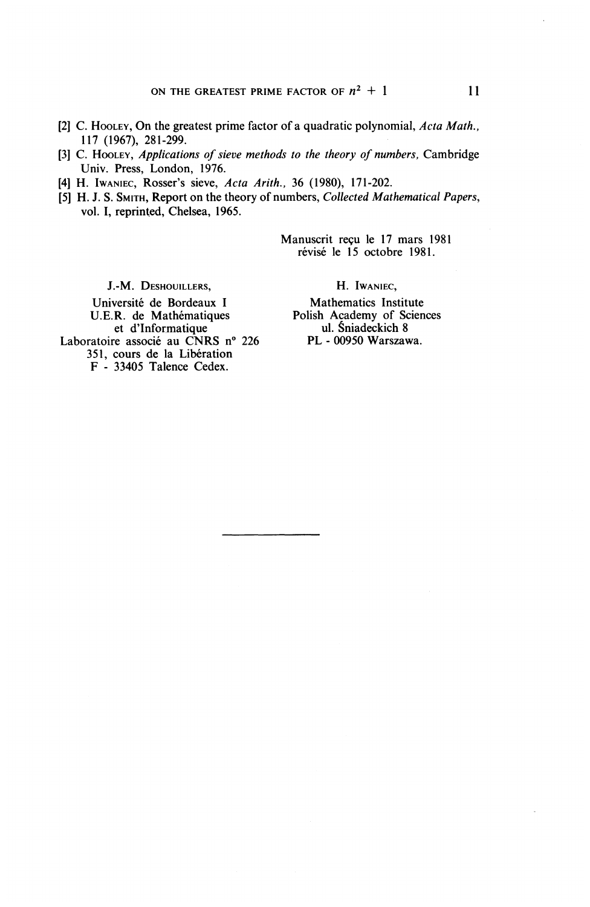[2] C. Hooley, On the greatest prime factor of a quadratic polynomial, *Acta Math.*, 117 (1967), 281-299.

[3] C. Hooley, *Applications of sieve methods to the theory of numbers*, Cambridge Univ. Press, London, 1976.

[4] H. Iwaniec, Rosser's sieve, *Acta Arith.*, 36 (1980), 171-202.

[5] H. J. S. Smith, Report on the theory of numbers, *Collected Mathematical Papers*, vol. I, reprinted, Chelsea, 1965.

Manuscrit reçu le 17 mars 1981
révisé le 15 octobre 1981.

J.-M. Deshouillers,
Université de Bordeaux I
U.E.R. de Mathématiques
et d'Informatique
Laboratoire associé au CNRS n° 226
351, cours de la Libération
F - 33405 Talence Cedex.

H. Iwaniec,
Mathematics Institute
Polish Academy of Sciences
ul. Śniadeckich 8
PL - 00950 Warszawa.